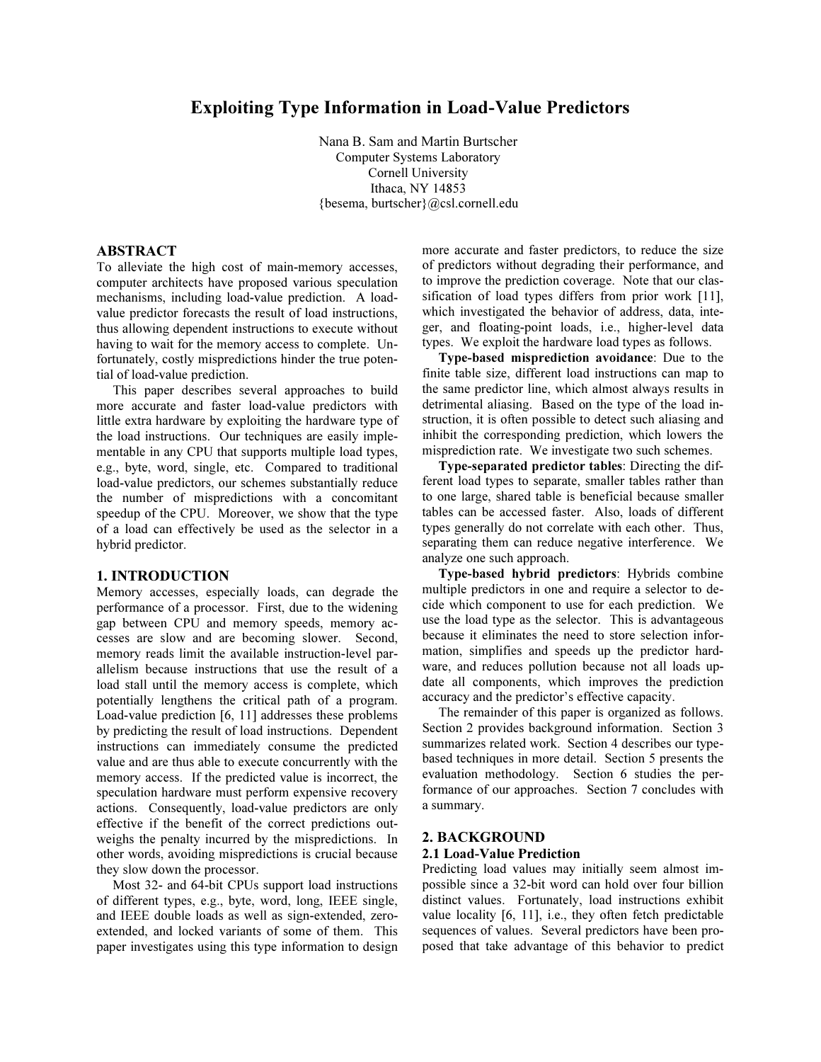# Exploiting Type Information in Load-Value Predictors

Nana B. Sam and Martin Burtscher
Computer Systems Laboratory
Cornell University
Ithaca, NY 14853
{besema, burtscher}@csl.cornell.edu

## ABSTRACT

To alleviate the high cost of main-memory accesses, computer architects have proposed various speculation mechanisms, including load-value prediction. A load-value predictor forecasts the result of load instructions, thus allowing dependent instructions to execute without having to wait for the memory access to complete. Unfortunately, costly mispredictions hinder the true potential of load-value prediction.

This paper describes several approaches to build more accurate and faster load-value predictors with little extra hardware by exploiting the hardware type of the load instructions. Our techniques are easily implementable in any CPU that supports multiple load types, e.g., byte, word, single, etc. Compared to traditional load-value predictors, our schemes substantially reduce the number of mispredictions with a concomitant speedup of the CPU. Moreover, we show that the type of a load can effectively be used as the selector in a hybrid predictor.

## 1. INTRODUCTION

Memory accesses, especially loads, can degrade the performance of a processor. First, due to the widening gap between CPU and memory speeds, memory accesses are slow and are becoming slower. Second, memory reads limit the available instruction-level parallelism because instructions that use the result of a load stall until the memory access is complete, which potentially lengthens the critical path of a program. Load-value prediction [6, 11] addresses these problems by predicting the result of load instructions. Dependent instructions can immediately consume the predicted value and are thus able to execute concurrently with the memory access. If the predicted value is incorrect, the speculation hardware must perform expensive recovery actions. Consequently, load-value predictors are only effective if the benefit of the correct predictions outweighs the penalty incurred by the mispredictions. In other words, avoiding mispredictions is crucial because they slow down the processor.

Most 32- and 64-bit CPUs support load instructions of different types, e.g., byte, word, long, IEEE single, and IEEE double loads as well as sign-extended, zero-extended, and locked variants of some of them. This paper investigates using this type information to design more accurate and faster predictors, to reduce the size of predictors without degrading their performance, and to improve the prediction coverage. Note that our classification of load types differs from prior work [11], which investigated the behavior of address, data, integer, and floating-point loads, i.e., higher-level data types. We exploit the hardware load types as follows.

**Type-based misprediction avoidance**: Due to the finite table size, different load instructions can map to the same predictor line, which almost always results in detrimental aliasing. Based on the type of the load instruction, it is often possible to detect such aliasing and inhibit the corresponding prediction, which lowers the misprediction rate. We investigate two such schemes.

**Type-separated predictor tables**: Directing the different load types to separate, smaller tables rather than to one large, shared table is beneficial because smaller tables can be accessed faster. Also, loads of different types generally do not correlate with each other. Thus, separating them can reduce negative interference. We analyze one such approach.

**Type-based hybrid predictors**: Hybrids combine multiple predictors in one and require a selector to decide which component to use for each prediction. We use the load type as the selector. This is advantageous because it eliminates the need to store selection information, simplifies and speeds up the predictor hardware, and reduces pollution because not all loads update all components, which improves the prediction accuracy and the predictor's effective capacity.

The remainder of this paper is organized as follows. Section 2 provides background information. Section 3 summarizes related work. Section 4 describes our type-based techniques in more detail. Section 5 presents the evaluation methodology. Section 6 studies the performance of our approaches. Section 7 concludes with a summary.

## 2. BACKGROUND

### 2.1 Load-Value Prediction

Predicting load values may initially seem almost impossible since a 32-bit word can hold over four billion distinct values. Fortunately, load instructions exhibit value locality [6, 11], i.e., they often fetch predictable sequences of values. Several predictors have been proposed that take advantage of this behavior to predict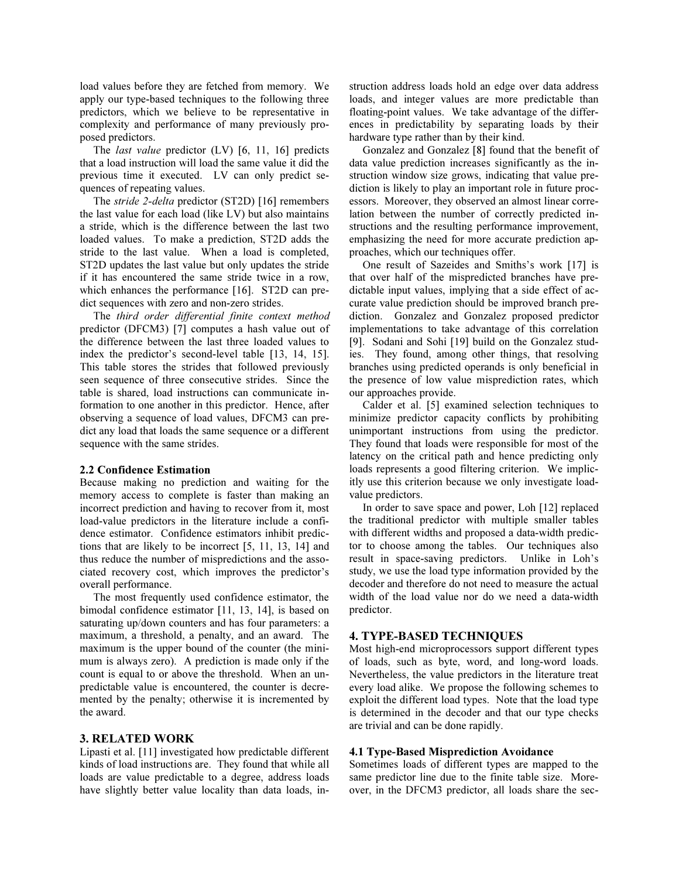load values before they are fetched from memory. We apply our type-based techniques to the following three predictors, which we believe to be representative in complexity and performance of many previously proposed predictors.

The *last value* predictor (LV) [6, 11, 16] predicts that a load instruction will load the same value it did the previous time it executed. LV can only predict sequences of repeating values.

The *stride 2-delta* predictor (ST2D) [16] remembers the last value for each load (like LV) but also maintains a stride, which is the difference between the last two loaded values. To make a prediction, ST2D adds the stride to the last value. When a load is completed, ST2D updates the last value but only updates the stride if it has encountered the same stride twice in a row, which enhances the performance [16]. ST2D can predict sequences with zero and non-zero strides.

The *third order differential finite context method* predictor (DFCM3) [7] computes a hash value out of the difference between the last three loaded values to index the predictor's second-level table [13, 14, 15]. This table stores the strides that followed previously seen sequence of three consecutive strides. Since the table is shared, load instructions can communicate information to one another in this predictor. Hence, after observing a sequence of load values, DFCM3 can predict any load that loads the same sequence or a different sequence with the same strides.

### 2.2 Confidence Estimation

Because making no prediction and waiting for the memory access to complete is faster than making an incorrect prediction and having to recover from it, most load-value predictors in the literature include a confidence estimator. Confidence estimators inhibit predictions that are likely to be incorrect [5, 11, 13, 14] and thus reduce the number of mispredictions and the associated recovery cost, which improves the predictor's overall performance.

The most frequently used confidence estimator, the bimodal confidence estimator [11, 13, 14], is based on saturating up/down counters and has four parameters: a maximum, a threshold, a penalty, and an award. The maximum is the upper bound of the counter (the minimum is always zero). A prediction is made only if the count is equal to or above the threshold. When an unpredictable value is encountered, the counter is decremented by the penalty; otherwise it is incremented by the award.

## 3. RELATED WORK

Lipasti et al. [11] investigated how predictable different kinds of load instructions are. They found that while all loads are value predictable to a degree, address loads have slightly better value locality than data loads, instruction address loads hold an edge over data address loads, and integer values are more predictable than floating-point values. We take advantage of the differences in predictability by separating loads by their hardware type rather than by their kind.

Gonzalez and Gonzalez [8] found that the benefit of data value prediction increases significantly as the instruction window size grows, indicating that value prediction is likely to play an important role in future processors. Moreover, they observed an almost linear correlation between the number of correctly predicted instructions and the resulting performance improvement, emphasizing the need for more accurate prediction approaches, which our techniques offer.

One result of Sazeides and Smiths's work [17] is that over half of the mispredicted branches have predictable input values, implying that a side effect of accurate value prediction should be improved branch prediction. Gonzalez and Gonzalez proposed predictor implementations to take advantage of this correlation [9]. Sodani and Sohi [19] build on the Gonzalez studies. They found, among other things, that resolving branches using predicted operands is only beneficial in the presence of low value misprediction rates, which our approaches provide.

Calder et al. [5] examined selection techniques to minimize predictor capacity conflicts by prohibiting unimportant instructions from using the predictor. They found that loads were responsible for most of the latency on the critical path and hence predicting only loads represents a good filtering criterion. We implicitly use this criterion because we only investigate load-value predictors.

In order to save space and power, Loh [12] replaced the traditional predictor with multiple smaller tables with different widths and proposed a data-width predictor to choose among the tables. Our techniques also result in space-saving predictors. Unlike in Loh's study, we use the load type information provided by the decoder and therefore do not need to measure the actual width of the load value nor do we need a data-width predictor.

## 4. TYPE-BASED TECHNIQUES

Most high-end microprocessors support different types of loads, such as byte, word, and long-word loads. Nevertheless, the value predictors in the literature treat every load alike. We propose the following schemes to exploit the different load types. Note that the load type is determined in the decoder and that our type checks are trivial and can be done rapidly.

### 4.1 Type-Based Misprediction Avoidance

Sometimes loads of different types are mapped to the same predictor line due to the finite table size. Moreover, in the DFCM3 predictor, all loads share the sec-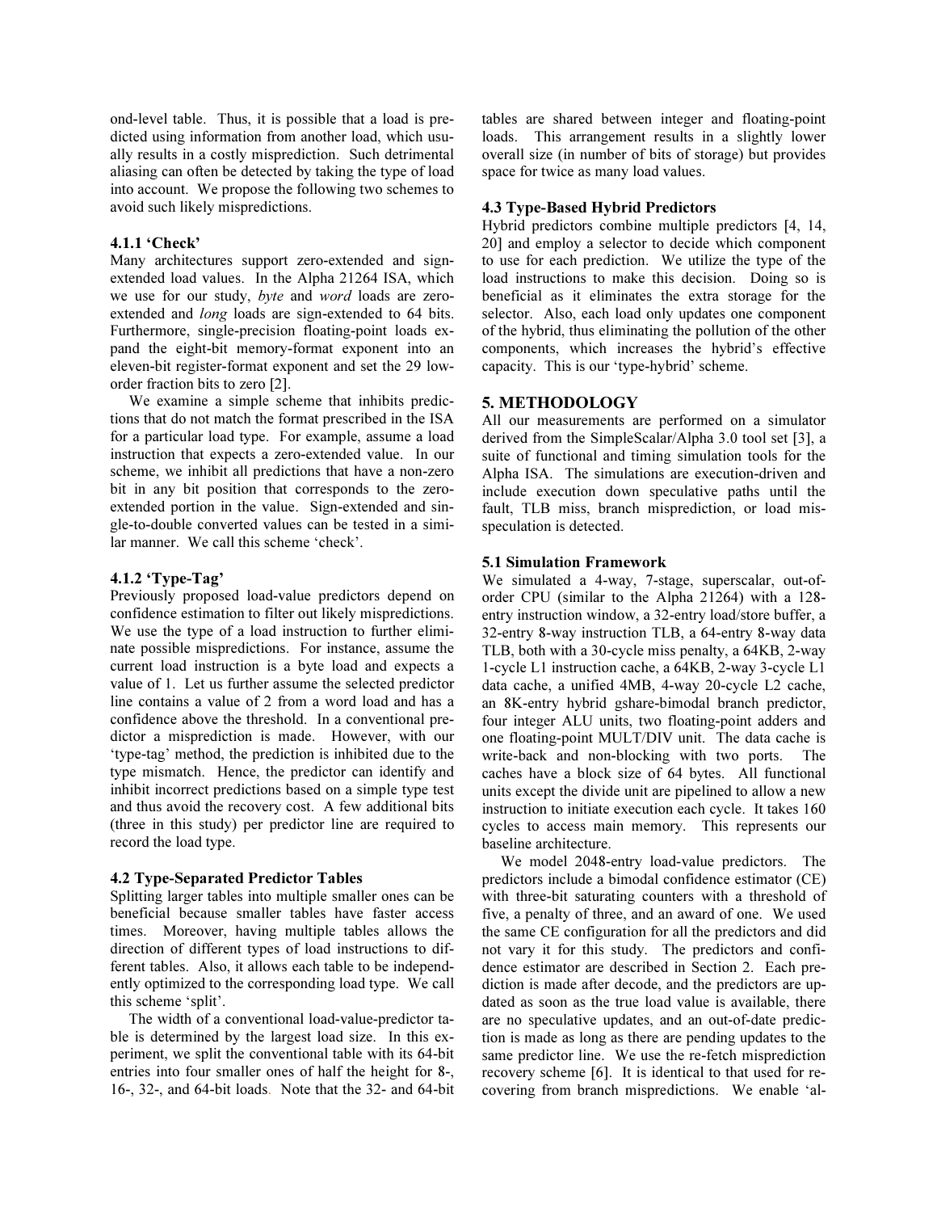ond-level table. Thus, it is possible that a load is predicted using information from another load, which usually results in a costly misprediction. Such detrimental aliasing can often be detected by taking the type of load into account. We propose the following two schemes to avoid such likely mispredictions.

#### 4.1.1 'Check'

Many architectures support zero-extended and sign-extended load values. In the Alpha 21264 ISA, which we use for our study, *byte* and *word* loads are zero-extended and *long* loads are sign-extended to 64 bits. Furthermore, single-precision floating-point loads expand the eight-bit memory-format exponent into an eleven-bit register-format exponent and set the 29 low-order fraction bits to zero [2].

We examine a simple scheme that inhibits predictions that do not match the format prescribed in the ISA for a particular load type. For example, assume a load instruction that expects a zero-extended value. In our scheme, we inhibit all predictions that have a non-zero bit in any bit position that corresponds to the zero-extended portion in the value. Sign-extended and single-to-double converted values can be tested in a similar manner. We call this scheme 'check'.

#### 4.1.2 'Type-Tag'

Previously proposed load-value predictors depend on confidence estimation to filter out likely mispredictions. We use the type of a load instruction to further eliminate possible mispredictions. For instance, assume the current load instruction is a byte load and expects a value of 1. Let us further assume the selected predictor line contains a value of 2 from a word load and has a confidence above the threshold. In a conventional predictor a misprediction is made. However, with our 'type-tag' method, the prediction is inhibited due to the type mismatch. Hence, the predictor can identify and inhibit incorrect predictions based on a simple type test and thus avoid the recovery cost. A few additional bits (three in this study) per predictor line are required to record the load type.

### 4.2 Type-Separated Predictor Tables

Splitting larger tables into multiple smaller ones can be beneficial because smaller tables have faster access times. Moreover, having multiple tables allows the direction of different types of load instructions to different tables. Also, it allows each table to be independently optimized to the corresponding load type. We call this scheme 'split'.

The width of a conventional load-value-predictor table is determined by the largest load size. In this experiment, we split the conventional table with its 64-bit entries into four smaller ones of half the height for 8-, 16-, 32-, and 64-bit loads. Note that the 32- and 64-bit tables are shared between integer and floating-point loads. This arrangement results in a slightly lower overall size (in number of bits of storage) but provides space for twice as many load values.

### 4.3 Type-Based Hybrid Predictors

Hybrid predictors combine multiple predictors [4, 14, 20] and employ a selector to decide which component to use for each prediction. We utilize the type of the load instructions to make this decision. Doing so is beneficial as it eliminates the extra storage for the selector. Also, each load only updates one component of the hybrid, thus eliminating the pollution of the other components, which increases the hybrid's effective capacity. This is our 'type-hybrid' scheme.

## 5. METHODOLOGY

All our measurements are performed on a simulator derived from the SimpleScalar/Alpha 3.0 tool set [3], a suite of functional and timing simulation tools for the Alpha ISA. The simulations are execution-driven and include execution down speculative paths until the fault, TLB miss, branch misprediction, or load misspeculation is detected.

### 5.1 Simulation Framework

We simulated a 4-way, 7-stage, superscalar, out-of-order CPU (similar to the Alpha 21264) with a 128-entry instruction window, a 32-entry load/store buffer, a 32-entry 8-way instruction TLB, a 64-entry 8-way data TLB, both with a 30-cycle miss penalty, a 64KB, 2-way 1-cycle L1 instruction cache, a 64KB, 2-way 3-cycle L1 data cache, a unified 4MB, 4-way 20-cycle L2 cache, an 8K-entry hybrid gshare-bimodal branch predictor, four integer ALU units, two floating-point adders and one floating-point MULT/DIV unit. The data cache is write-back and non-blocking with two ports. The caches have a block size of 64 bytes. All functional units except the divide unit are pipelined to allow a new instruction to initiate execution each cycle. It takes 160 cycles to access main memory. This represents our baseline architecture.

We model 2048-entry load-value predictors. The predictors include a bimodal confidence estimator (CE) with three-bit saturating counters with a threshold of five, a penalty of three, and an award of one. We used the same CE configuration for all the predictors and did not vary it for this study. The predictors and confidence estimator are described in Section 2. Each prediction is made after decode, and the predictors are updated as soon as the true load value is available, there are no speculative updates, and an out-of-date prediction is made as long as there are pending updates to the same predictor line. We use the re-fetch misprediction recovery scheme [6]. It is identical to that used for recovering from branch mispredictions. We enable 'al-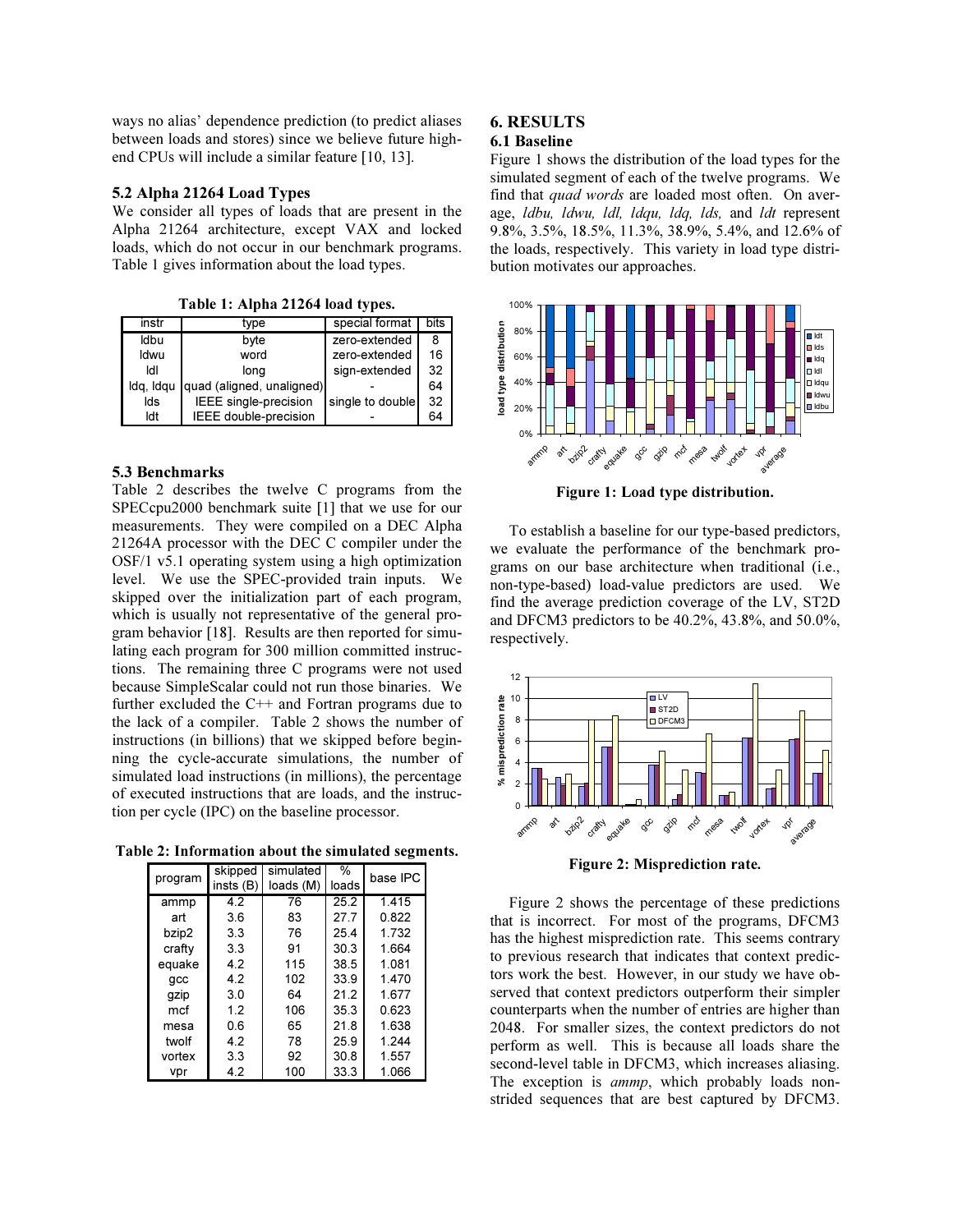ways no alias' dependence prediction (to predict aliases between loads and stores) since we believe future high-end CPUs will include a similar feature [10, 13].

### 5.2 Alpha 21264 Load Types

We consider all types of loads that are present in the Alpha 21264 architecture, except VAX and locked loads, which do not occur in our benchmark programs. Table 1 gives information about the load types.

**Table 1: Alpha 21264 load types.**

| instr | type | special format | bits |
|---|---|---|---|
| ldbu | byte | zero-extended | 8 |
| ldwu | word | zero-extended | 16 |
| ldl | long | sign-extended | 32 |
| ldq, ldqu | quad (aligned, unaligned) | - | 64 |
| lds | IEEE single-precision | single to double | 32 |
| ldt | IEEE double-precision | - | 64 |

### 5.3 Benchmarks

Table 2 describes the twelve C programs from the SPECcpu2000 benchmark suite [1] that we use for our measurements. They were compiled on a DEC Alpha 21264A processor with the DEC C compiler under the OSF/1 v5.1 operating system using a high optimization level. We use the SPEC-provided train inputs. We skipped over the initialization part of each program, which is usually not representative of the general program behavior [18]. Results are then reported for simulating each program for 300 million committed instructions. The remaining three C programs were not used because SimpleScalar could not run those binaries. We further excluded the C++ and Fortran programs due to the lack of a compiler. Table 2 shows the number of instructions (in billions) that we skipped before beginning the cycle-accurate simulations, the number of simulated load instructions (in millions), the percentage of executed instructions that are loads, and the instruction per cycle (IPC) on the baseline processor.

**Table 2: Information about the simulated segments.**

| program | skipped insts (B) | simulated loads (M) | % loads | base IPC |
|---|---|---|---|---|
| ammp | 4.2 | 76 | 25.2 | 1.415 |
| art | 3.6 | 83 | 27.7 | 0.822 |
| bzip2 | 3.3 | 76 | 25.4 | 1.732 |
| crafty | 3.3 | 91 | 30.3 | 1.664 |
| equake | 4.2 | 115 | 38.5 | 1.081 |
| gcc | 4.2 | 102 | 33.9 | 1.470 |
| gzip | 3.0 | 64 | 21.2 | 1.677 |
| mcf | 1.2 | 106 | 35.3 | 0.623 |
| mesa | 0.6 | 65 | 21.8 | 1.638 |
| twolf | 4.2 | 78 | 25.9 | 1.244 |
| vortex | 3.3 | 92 | 30.8 | 1.557 |
| vpr | 4.2 | 100 | 33.3 | 1.066 |

## 6. RESULTS

### 6.1 Baseline

Figure 1 shows the distribution of the load types for the simulated segment of each of the twelve programs. We find that *quad words* are loaded most often. On average, *ldbu, ldwu, ldl, ldqu, ldq, lds,* and *ldt* represent 9.8%, 3.5%, 18.5%, 11.3%, 38.9%, 5.4%, and 12.6% of the loads, respectively. This variety in load type distribution motivates our approaches.

**Figure 1: Load type distribution.**

To establish a baseline for our type-based predictors, we evaluate the performance of the benchmark programs on our base architecture when traditional (i.e., non-type-based) load-value predictors are used. We find the average prediction coverage of the LV, ST2D and DFCM3 predictors to be 40.2%, 43.8%, and 50.0%, respectively.

**Figure 2: Misprediction rate.**

Figure 2 shows the percentage of these predictions that is incorrect. For most of the programs, DFCM3 has the highest misprediction rate. This seems contrary to previous research that indicates that context predictors work the best. However, in our study we have observed that context predictors outperform their simpler counterparts when the number of entries are higher than 2048. For smaller sizes, the context predictors do not perform as well. This is because all loads share the second-level table in DFCM3, which increases aliasing. The exception is *ammp*, which probably loads non-strided sequences that are best captured by DFCM3.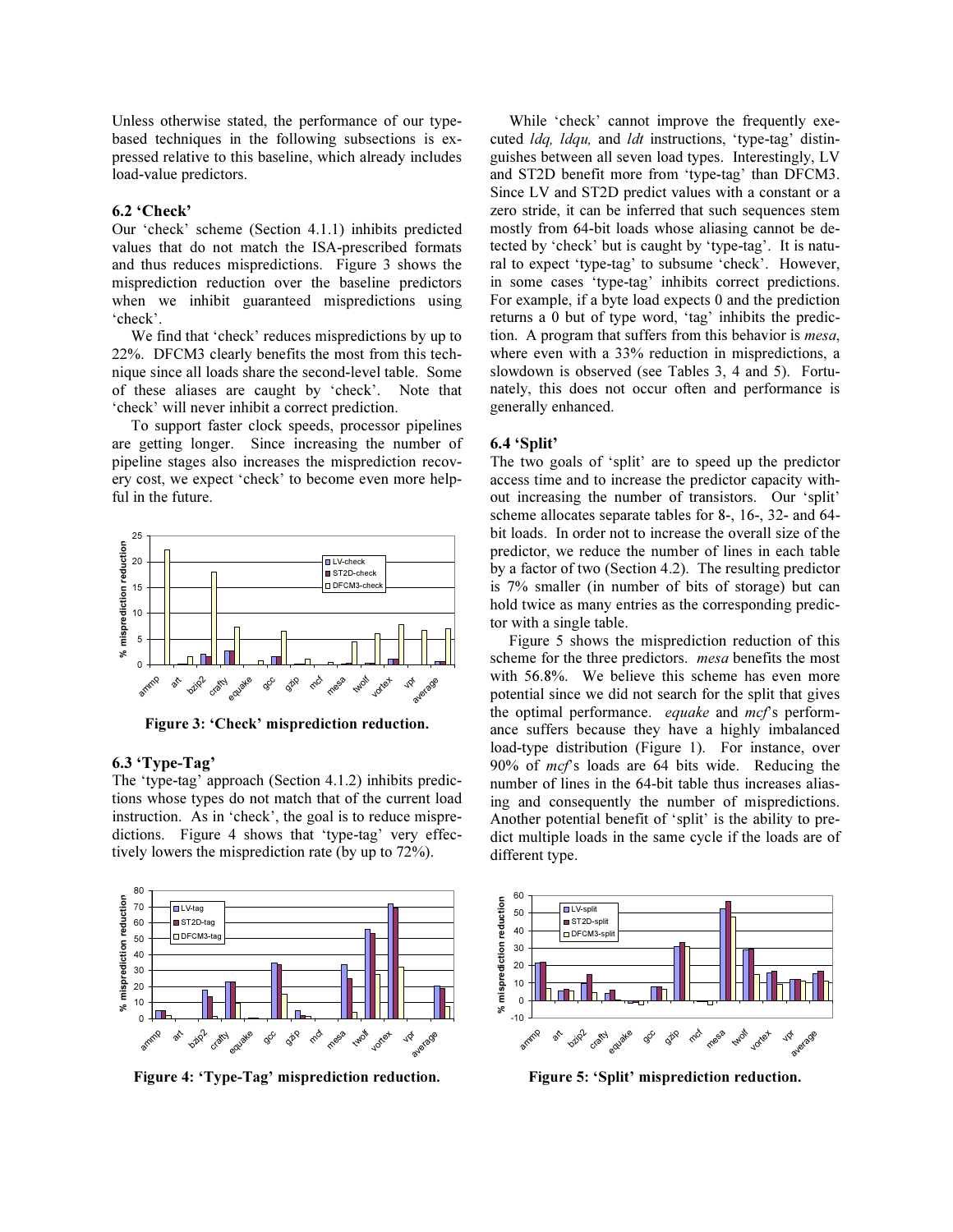Unless otherwise stated, the performance of our type-based techniques in the following subsections is expressed relative to this baseline, which already includes load-value predictors.

### 6.2 'Check'

Our 'check' scheme (Section 4.1.1) inhibits predicted values that do not match the ISA-prescribed formats and thus reduces mispredictions. Figure 3 shows the misprediction reduction over the baseline predictors when we inhibit guaranteed mispredictions using 'check'.

We find that 'check' reduces mispredictions by up to 22%. DFCM3 clearly benefits the most from this technique since all loads share the second-level table. Some of these aliases are caught by 'check'. Note that 'check' will never inhibit a correct prediction.

To support faster clock speeds, processor pipelines are getting longer. Since increasing the number of pipeline stages also increases the misprediction recovery cost, we expect 'check' to become even more helpful in the future.

**Figure 3: 'Check' misprediction reduction.**

### 6.3 'Type-Tag'

The 'type-tag' approach (Section 4.1.2) inhibits predictions whose types do not match that of the current load instruction. As in 'check', the goal is to reduce mispredictions. Figure 4 shows that 'type-tag' very effectively lowers the misprediction rate (by up to 72%).

**Figure 4: 'Type-Tag' misprediction reduction.**

While 'check' cannot improve the frequently executed *ldq, ldqu,* and *ldt* instructions, 'type-tag' distinguishes between all seven load types. Interestingly, LV and ST2D benefit more from 'type-tag' than DFCM3. Since LV and ST2D predict values with a constant or a zero stride, it can be inferred that such sequences stem mostly from 64-bit loads whose aliasing cannot be detected by 'check' but is caught by 'type-tag'. It is natural to expect 'type-tag' to subsume 'check'. However, in some cases 'type-tag' inhibits correct predictions. For example, if a byte load expects 0 and the prediction returns a 0 but of type word, 'tag' inhibits the prediction. A program that suffers from this behavior is *mesa*, where even with a 33% reduction in mispredictions, a slowdown is observed (see Tables 3, 4 and 5). Fortunately, this does not occur often and performance is generally enhanced.

### 6.4 'Split'

The two goals of 'split' are to speed up the predictor access time and to increase the predictor capacity without increasing the number of transistors. Our 'split' scheme allocates separate tables for 8-, 16-, 32- and 64-bit loads. In order not to increase the overall size of the predictor, we reduce the number of lines in each table by a factor of two (Section 4.2). The resulting predictor is 7% smaller (in number of bits of storage) but can hold twice as many entries as the corresponding predictor with a single table.

Figure 5 shows the misprediction reduction of this scheme for the three predictors. *mesa* benefits the most with 56.8%. We believe this scheme has even more potential since we did not search for the split that gives the optimal performance. *equake* and *mcf*'s performance suffers because they have a highly imbalanced load-type distribution (Figure 1). For instance, over 90% of *mcf*'s loads are 64 bits wide. Reducing the number of lines in the 64-bit table thus increases aliasing and consequently the number of mispredictions. Another potential benefit of 'split' is the ability to predict multiple loads in the same cycle if the loads are of different type.

**Figure 5: 'Split' misprediction reduction.**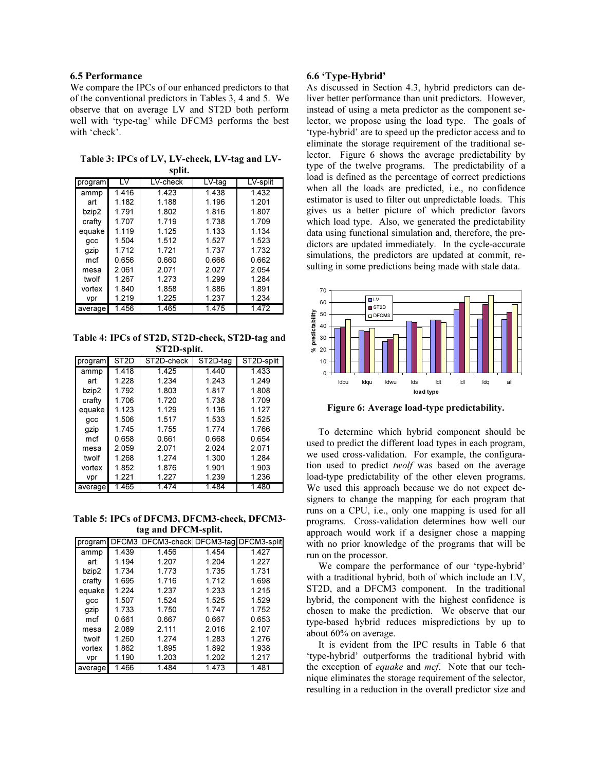### 6.5 Performance

We compare the IPCs of our enhanced predictors to that of the conventional predictors in Tables 3, 4 and 5. We observe that on average LV and ST2D both perform well with 'type-tag' while DFCM3 performs the best with 'check'.

**Table 3: IPCs of LV, LV-check, LV-tag and LV-split.**

| program | LV | LV-check | LV-tag | LV-split |
|---|---|---|---|---|
| ammp | 1.416 | 1.423 | 1.438 | 1.432 |
| art | 1.182 | 1.188 | 1.196 | 1.201 |
| bzip2 | 1.791 | 1.802 | 1.816 | 1.807 |
| crafty | 1.707 | 1.719 | 1.738 | 1.709 |
| equake | 1.119 | 1.125 | 1.133 | 1.134 |
| gcc | 1.504 | 1.512 | 1.527 | 1.523 |
| gzip | 1.712 | 1.721 | 1.737 | 1.732 |
| mcf | 0.656 | 0.660 | 0.666 | 0.662 |
| mesa | 2.061 | 2.071 | 2.027 | 2.054 |
| twolf | 1.267 | 1.273 | 1.299 | 1.284 |
| vortex | 1.840 | 1.858 | 1.886 | 1.891 |
| vpr | 1.219 | 1.225 | 1.237 | 1.234 |
| average | 1.456 | 1.465 | 1.475 | 1.472 |

**Table 4: IPCs of ST2D, ST2D-check, ST2D-tag and ST2D-split.**

| program | ST2D | ST2D-check | ST2D-tag | ST2D-split |
|---|---|---|---|---|
| ammp | 1.418 | 1.425 | 1.440 | 1.433 |
| art | 1.228 | 1.234 | 1.243 | 1.249 |
| bzip2 | 1.792 | 1.803 | 1.817 | 1.808 |
| crafty | 1.706 | 1.720 | 1.738 | 1.709 |
| equake | 1.123 | 1.129 | 1.136 | 1.127 |
| gcc | 1.506 | 1.517 | 1.533 | 1.525 |
| gzip | 1.745 | 1.755 | 1.774 | 1.766 |
| mcf | 0.658 | 0.661 | 0.668 | 0.654 |
| mesa | 2.059 | 2.071 | 2.024 | 2.071 |
| twolf | 1.268 | 1.274 | 1.300 | 1.284 |
| vortex | 1.852 | 1.876 | 1.901 | 1.903 |
| vpr | 1.221 | 1.227 | 1.239 | 1.236 |
| average | 1.465 | 1.474 | 1.484 | 1.480 |

**Table 5: IPCs of DFCM3, DFCM3-check, DFCM3-tag and DFCM-split.**

| program | DFCM3 | DFCM3-check | DFCM3-tag | DFCM3-split |
|---|---|---|---|---|
| ammp | 1.439 | 1.456 | 1.454 | 1.427 |
| art | 1.194 | 1.207 | 1.204 | 1.227 |
| bzip2 | 1.734 | 1.773 | 1.735 | 1.731 |
| crafty | 1.695 | 1.716 | 1.712 | 1.698 |
| equake | 1.224 | 1.237 | 1.233 | 1.215 |
| gcc | 1.507 | 1.524 | 1.525 | 1.529 |
| gzip | 1.733 | 1.750 | 1.747 | 1.752 |
| mcf | 0.661 | 0.667 | 0.667 | 0.653 |
| mesa | 2.089 | 2.111 | 2.016 | 2.107 |
| twolf | 1.260 | 1.274 | 1.283 | 1.276 |
| vortex | 1.862 | 1.895 | 1.892 | 1.938 |
| vpr | 1.190 | 1.203 | 1.202 | 1.217 |
| average | 1.466 | 1.484 | 1.473 | 1.481 |

### 6.6 'Type-Hybrid'

As discussed in Section 4.3, hybrid predictors can deliver better performance than unit predictors. However, instead of using a meta predictor as the component selector, we propose using the load type. The goals of 'type-hybrid' are to speed up the predictor access and to eliminate the storage requirement of the traditional selector. Figure 6 shows the average predictability by type of the twelve programs. The predictability of a load is defined as the percentage of correct predictions when all the loads are predicted, i.e., no confidence estimator is used to filter out unpredictable loads. This gives us a better picture of which predictor favors which load type. Also, we generated the predictability data using functional simulation and, therefore, the predictors are updated immediately. In the cycle-accurate simulations, the predictors are updated at commit, resulting in some predictions being made with stale data.

**Figure 6: Average load-type predictability.**

To determine which hybrid component should be used to predict the different load types in each program, we used cross-validation. For example, the configuration used to predict *twolf* was based on the average load-type predictability of the other eleven programs. We used this approach because we do not expect designers to change the mapping for each program that runs on a CPU, i.e., only one mapping is used for all programs. Cross-validation determines how well our approach would work if a designer chose a mapping with no prior knowledge of the programs that will be run on the processor.

We compare the performance of our 'type-hybrid' with a traditional hybrid, both of which include an LV, ST2D, and a DFCM3 component. In the traditional hybrid, the component with the highest confidence is chosen to make the prediction. We observe that our type-based hybrid reduces mispredictions by up to about 60% on average.

It is evident from the IPC results in Table 6 that 'type-hybrid' outperforms the traditional hybrid with the exception of *equake* and *mcf*. Note that our technique eliminates the storage requirement of the selector, resulting in a reduction in the overall predictor size and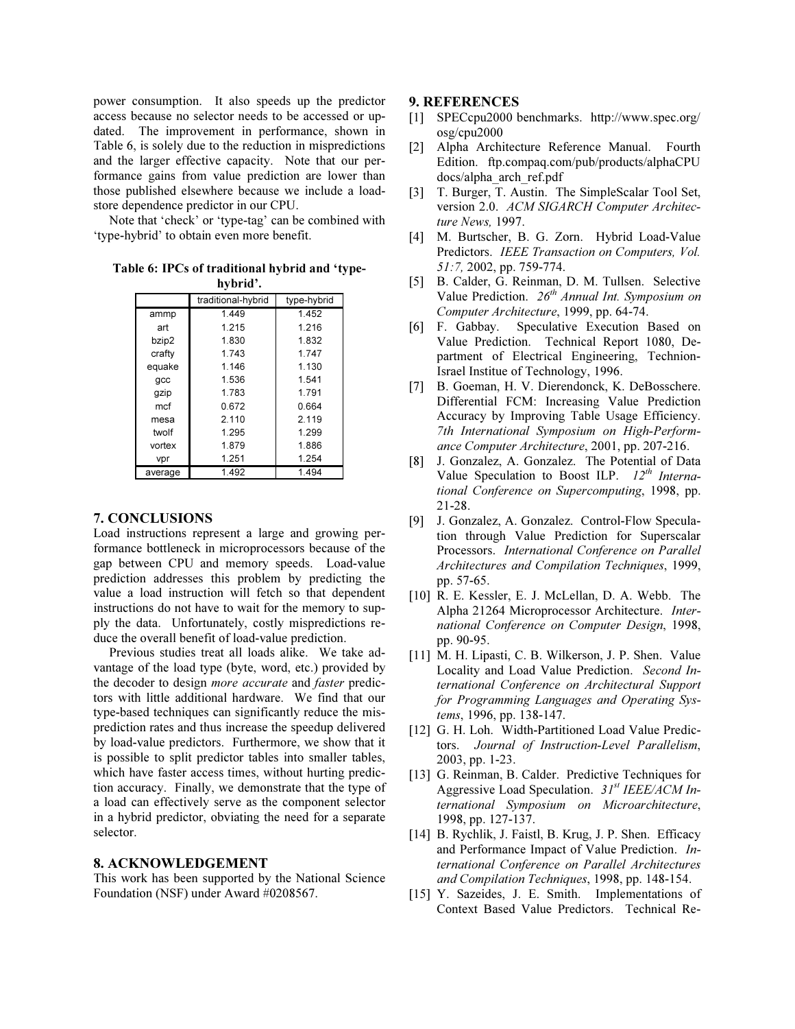power consumption. It also speeds up the predictor access because no selector needs to be accessed or updated. The improvement in performance, shown in Table 6, is solely due to the reduction in mispredictions and the larger effective capacity. Note that our performance gains from value prediction are lower than those published elsewhere because we include a load-store dependence predictor in our CPU.

Note that 'check' or 'type-tag' can be combined with 'type-hybrid' to obtain even more benefit.

**Table 6: IPCs of traditional hybrid and 'type-hybrid'.**

| | traditional-hybrid | type-hybrid |
|---|---|---|
| ammp | 1.449 | 1.452 |
| art | 1.215 | 1.216 |
| bzip2 | 1.830 | 1.832 |
| crafty | 1.743 | 1.747 |
| equake | 1.146 | 1.130 |
| gcc | 1.536 | 1.541 |
| gzip | 1.783 | 1.791 |
| mcf | 0.672 | 0.664 |
| mesa | 2.110 | 2.119 |
| twolf | 1.295 | 1.299 |
| vortex | 1.879 | 1.886 |
| vpr | 1.251 | 1.254 |
| average | 1.492 | 1.494 |

## 7. CONCLUSIONS

Load instructions represent a large and growing performance bottleneck in microprocessors because of the gap between CPU and memory speeds. Load-value prediction addresses this problem by predicting the value a load instruction will fetch so that dependent instructions do not have to wait for the memory to supply the data. Unfortunately, costly mispredictions reduce the overall benefit of load-value prediction.

Previous studies treat all loads alike. We take advantage of the load type (byte, word, etc.) provided by the decoder to design *more accurate* and *faster* predictors with little additional hardware. We find that our type-based techniques can significantly reduce the misprediction rates and thus increase the speedup delivered by load-value predictors. Furthermore, we show that it is possible to split predictor tables into smaller tables, which have faster access times, without hurting prediction accuracy. Finally, we demonstrate that the type of a load can effectively serve as the component selector in a hybrid predictor, obviating the need for a separate selector.

## 8. ACKNOWLEDGEMENT

This work has been supported by the National Science Foundation (NSF) under Award #0208567.

## 9. REFERENCES

[1] SPECcpu2000 benchmarks. http://www.spec.org/osg/cpu2000

[2] Alpha Architecture Reference Manual. Fourth Edition. ftp.compaq.com/pub/products/alphaCPUdocs/alpha_arch_ref.pdf

[3] T. Burger, T. Austin. The SimpleScalar Tool Set, version 2.0. *ACM SIGARCH Computer Architecture News,* 1997.

[4] M. Burtscher, B. G. Zorn. Hybrid Load-Value Predictors. *IEEE Transaction on Computers, Vol. 51:7,* 2002, pp. 759-774.

[5] B. Calder, G. Reinman, D. M. Tullsen. Selective Value Prediction. *26th Annual Int. Symposium on Computer Architecture*, 1999, pp. 64-74.

[6] F. Gabbay. Speculative Execution Based on Value Prediction. Technical Report 1080, Department of Electrical Engineering, Technion-Israel Institue of Technology, 1996.

[7] B. Goeman, H. V. Dierendonck, K. DeBosschere. Differential FCM: Increasing Value Prediction Accuracy by Improving Table Usage Efficiency. *7th International Symposium on High-Performance Computer Architecture*, 2001, pp. 207-216.

[8] J. Gonzalez, A. Gonzalez. The Potential of Data Value Speculation to Boost ILP. *12th International Conference on Supercomputing*, 1998, pp. 21-28.

[9] J. Gonzalez, A. Gonzalez. Control-Flow Speculation through Value Prediction for Superscalar Processors. *International Conference on Parallel Architectures and Compilation Techniques*, 1999, pp. 57-65.

[10] R. E. Kessler, E. J. McLellan, D. A. Webb. The Alpha 21264 Microprocessor Architecture. *International Conference on Computer Design*, 1998, pp. 90-95.

[11] M. H. Lipasti, C. B. Wilkerson, J. P. Shen. Value Locality and Load Value Prediction. *Second International Conference on Architectural Support for Programming Languages and Operating Systems*, 1996, pp. 138-147.

[12] G. H. Loh. Width-Partitioned Load Value Predictors. *Journal of Instruction-Level Parallelism*, 2003, pp. 1-23.

[13] G. Reinman, B. Calder. Predictive Techniques for Aggressive Load Speculation. *31st IEEE/ACM International Symposium on Microarchitecture*, 1998, pp. 127-137.

[14] B. Rychlik, J. Faistl, B. Krug, J. P. Shen. Efficacy and Performance Impact of Value Prediction. *International Conference on Parallel Architectures and Compilation Techniques*, 1998, pp. 148-154.

[15] Y. Sazeides, J. E. Smith. Implementations of Context Based Value Predictors. Technical Re-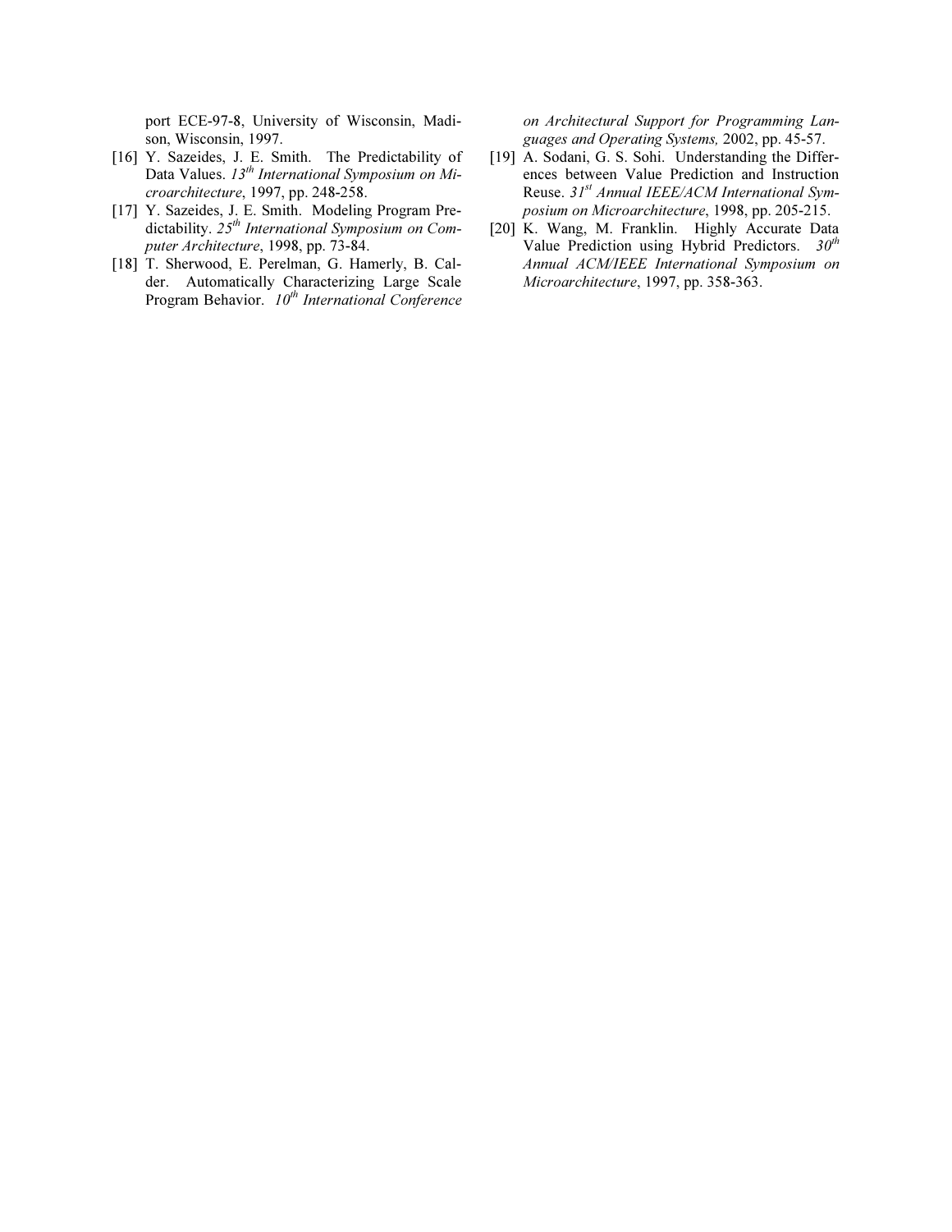port ECE-97-8, University of Wisconsin, Madison, Wisconsin, 1997.

[16] Y. Sazeides, J. E. Smith. The Predictability of Data Values. *13th International Symposium on Microarchitecture*, 1997, pp. 248-258.

[17] Y. Sazeides, J. E. Smith. Modeling Program Predictability. *25th International Symposium on Computer Architecture*, 1998, pp. 73-84.

[18] T. Sherwood, E. Perelman, G. Hamerly, B. Calder. Automatically Characterizing Large Scale Program Behavior. *10th International Conference on Architectural Support for Programming Languages and Operating Systems,* 2002, pp. 45-57.

[19] A. Sodani, G. S. Sohi. Understanding the Differences between Value Prediction and Instruction Reuse. *31st Annual IEEE/ACM International Symposium on Microarchitecture*, 1998, pp. 205-215.

[20] K. Wang, M. Franklin. Highly Accurate Data Value Prediction using Hybrid Predictors. *30th Annual ACM/IEEE International Symposium on Microarchitecture*, 1997, pp. 358-363.